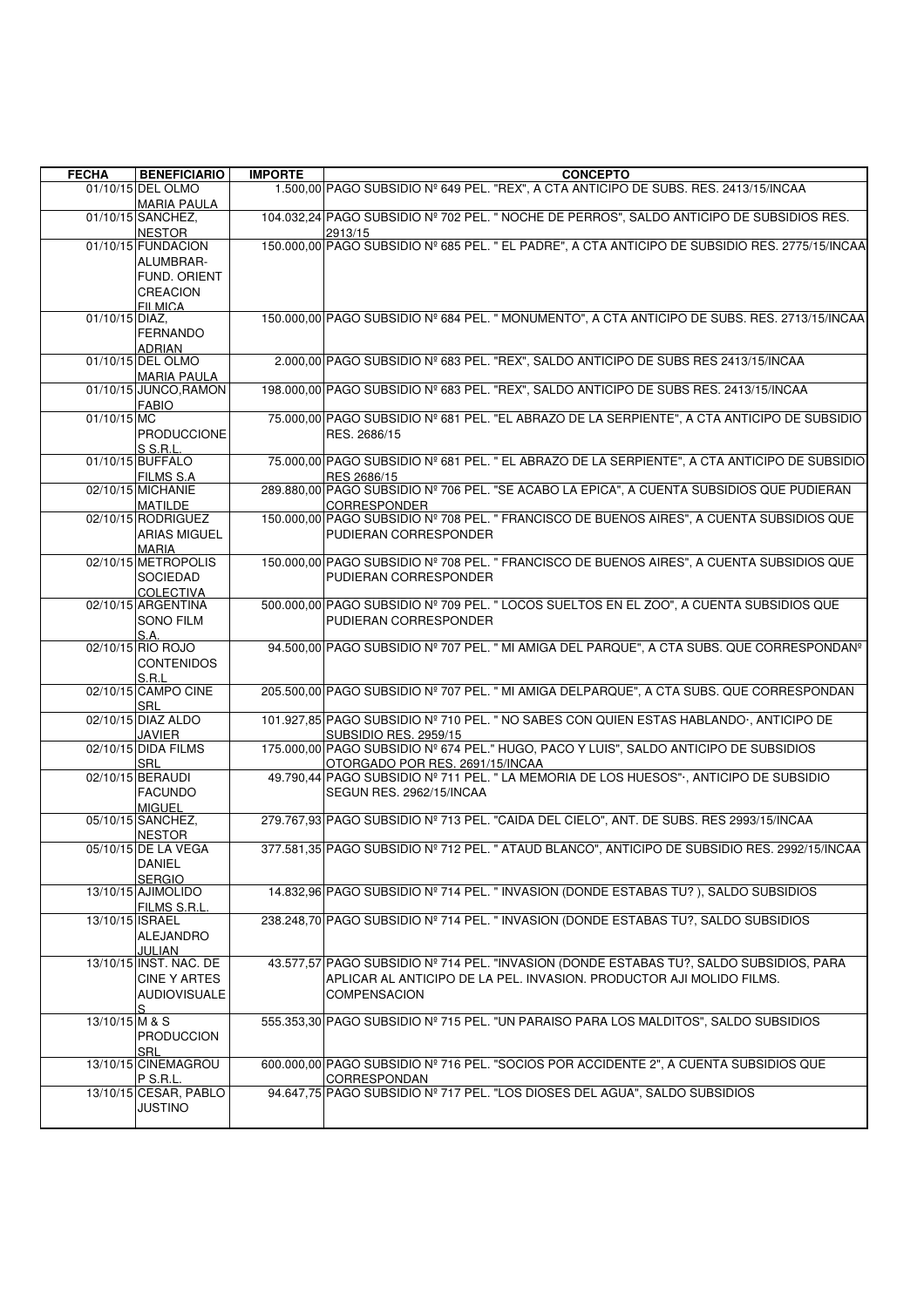| FECHA | BENEFICIARIO | IMPORTE | CONCEPTO |
|---|---|---|---|
| 01/10/15 | DEL OLMO MARIA PAULA | 1.500,00 | PAGO SUBSIDIO Nº 649 PEL. "REX", A CTA ANTICIPO DE SUBS. RES. 2413/15/INCAA |
| 01/10/15 | SANCHEZ, NESTOR | 104.032,24 | PAGO SUBSIDIO Nº 702 PEL. " NOCHE DE PERROS", SALDO ANTICIPO DE SUBSIDIOS RES. 2913/15 |
| 01/10/15 | FUNDACION ALUMBRAR-FUND. ORIENT CREACION FILMICA | 150.000,00 | PAGO SUBSIDIO Nº 685 PEL. " EL PADRE", A CTA ANTICIPO DE SUBSIDIO RES. 2775/15/INCAA |
| 01/10/15 | DIAZ, FERNANDO ADRIAN | 150.000,00 | PAGO SUBSIDIO Nº 684 PEL. " MONUMENTO", A CTA ANTICIPO DE SUBS. RES. 2713/15/INCAA |
| 01/10/15 | DEL OLMO MARIA PAULA | 2.000,00 | PAGO SUBSIDIO Nº 683 PEL. "REX", SALDO ANTICIPO DE SUBS RES 2413/15/INCAA |
| 01/10/15 | JUNCO,RAMON FABIO | 198.000,00 | PAGO SUBSIDIO Nº 683 PEL. "REX", SALDO ANTICIPO DE SUBS RES. 2413/15/INCAA |
| 01/10/15 | MC PRODUCCIONES S.R.L. | 75.000,00 | PAGO SUBSIDIO Nº 681 PEL. "EL ABRAZO DE LA SERPIENTE", A CTA ANTICIPO DE SUBSIDIO RES. 2686/15 |
| 01/10/15 | BUFFALO FILMS S.A | 75.000,00 | PAGO SUBSIDIO Nº 681 PEL. " EL ABRAZO DE LA SERPIENTE", A CTA ANTICIPO DE SUBSIDIO RES 2686/15 |
| 02/10/15 | MICHANIE MATILDE | 289.880,00 | PAGO SUBSIDIO Nº 706 PEL. "SE ACABO LA EPICA", A CUENTA SUBSIDIOS QUE PUDIERAN CORRESPONDER |
| 02/10/15 | RODRIGUEZ ARIAS MIGUEL MARIA | 150.000,00 | PAGO SUBSIDIO Nº 708 PEL. " FRANCISCO DE BUENOS AIRES", A CUENTA SUBSIDIOS QUE PUDIERAN CORRESPONDER |
| 02/10/15 | METROPOLIS SOCIEDAD COLECTIVA | 150.000,00 | PAGO SUBSIDIO Nº 708 PEL. " FRANCISCO DE BUENOS AIRES", A CUENTA SUBSIDIOS QUE PUDIERAN CORRESPONDER |
| 02/10/15 | ARGENTINA SONO FILM S.A. | 500.000,00 | PAGO SUBSIDIO Nº 709 PEL. " LOCOS SUELTOS EN EL ZOO", A CUENTA SUBSIDIOS QUE PUDIERAN CORRESPONDER |
| 02/10/15 | RIO ROJO CONTENIDOS S.R.L | 94.500,00 | PAGO SUBSIDIO Nº 707 PEL. " MI AMIGA DEL PARQUE", A CTA SUBS. QUE CORRESPONDANº |
| 02/10/15 | CAMPO CINE SRL | 205.500,00 | PAGO SUBSIDIO Nº 707 PEL. " MI AMIGA DELPARQUE", A CTA SUBS. QUE CORRESPONDAN |
| 02/10/15 | DIAZ ALDO JAVIER | 101.927,85 | PAGO SUBSIDIO Nº 710 PEL. " NO SABES CON QUIEN ESTAS HABLANDO·, ANTICIPO DE SUBSIDIO RES. 2959/15 |
| 02/10/15 | DIDA FILMS SRL | 175.000,00 | PAGO SUBSIDIO Nº 674 PEL." HUGO, PACO Y LUIS", SALDO ANTICIPO DE SUBSIDIOS OTORGADO POR RES. 2691/15/INCAA |
| 02/10/15 | BERAUDI FACUNDO MIGUEL | 49.790,44 | PAGO SUBSIDIO Nº 711 PEL. " LA MEMORIA DE LOS HUESOS"·, ANTICIPO DE SUBSIDIO SEGUN RES. 2962/15/INCAA |
| 05/10/15 | SANCHEZ, NESTOR | 279.767,93 | PAGO SUBSIDIO Nº 713 PEL. "CAIDA DEL CIELO", ANT. DE SUBS. RES 2993/15/INCAA |
| 05/10/15 | DE LA VEGA DANIEL SERGIO | 377.581,35 | PAGO SUBSIDIO Nº 712 PEL. " ATAUD BLANCO", ANTICIPO DE SUBSIDIO RES. 2992/15/INCAA |
| 13/10/15 | AJIMOLIDO FILMS S.R.L. | 14.832,96 | PAGO SUBSIDIO Nº 714 PEL. " INVASION (DONDE ESTABAS TU? ), SALDO SUBSIDIOS |
| 13/10/15 | ISRAEL ALEJANDRO JULIAN | 238.248,70 | PAGO SUBSIDIO Nº 714 PEL. " INVASION (DONDE ESTABAS TU?, SALDO SUBSIDIOS |
| 13/10/15 | INST. NAC. DE CINE Y ARTES AUDIOVISUALES | 43.577,57 | PAGO SUBSIDIO Nº 714 PEL. "INVASION (DONDE ESTABAS TU?, SALDO SUBSIDIOS, PARA APLICAR AL ANTICIPO DE LA PEL. INVASION. PRODUCTOR AJI MOLIDO FILMS. COMPENSACION |
| 13/10/15 | M & S PRODUCCION SRL | 555.353,30 | PAGO SUBSIDIO Nº 715 PEL. "UN PARAISO PARA LOS MALDITOS", SALDO SUBSIDIOS |
| 13/10/15 | CINEMAGROUP S.R.L. | 600.000,00 | PAGO SUBSIDIO Nº 716 PEL. "SOCIOS POR ACCIDENTE 2", A CUENTA SUBSIDIOS QUE CORRESPONDAN |
| 13/10/15 | CESAR, PABLO JUSTINO | 94.647,75 | PAGO SUBSIDIO Nº 717 PEL. "LOS DIOSES DEL AGUA", SALDO SUBSIDIOS |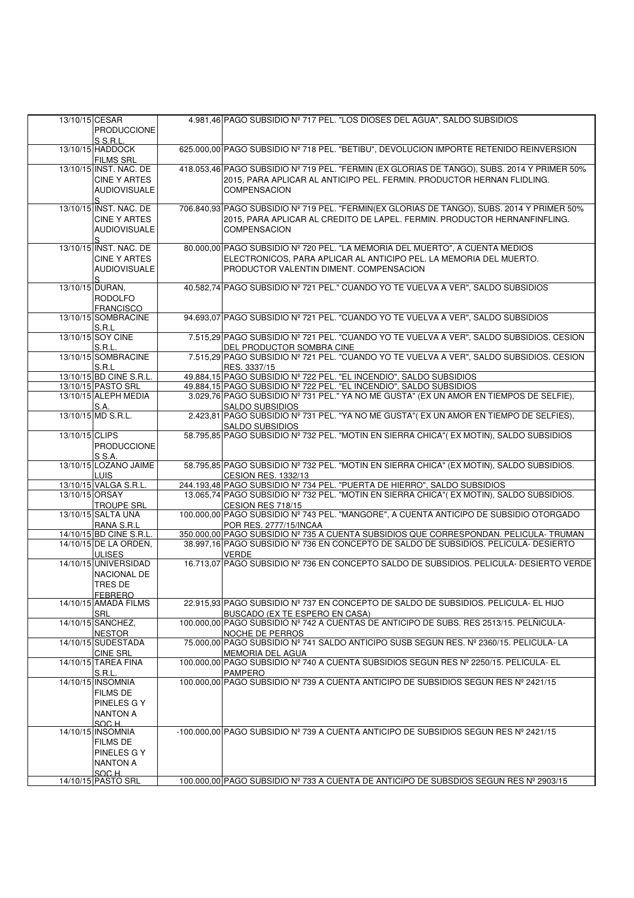| | | | |
|---|---|---|---|
| 13/10/15 | CESAR PRODUCCIONES S.R.L. | 4.981,46 | PAGO SUBSIDIO Nº 717 PEL. "LOS DIOSES DEL AGUA", SALDO SUBSIDIOS |
| 13/10/15 | HADDOCK FILMS SRL | 625.000,00 | PAGO SUBSIDIO Nº 718 PEL. "BETIBU", DEVOLUCION IMPORTE RETENIDO REINVERSION |
| 13/10/15 | INST. NAC. DE CINE Y ARTES AUDIOVISUALES | 418.053,46 | PAGO SUBSIDIO Nº 719 PEL. "FERMIN (EX GLORIAS DE TANGO), SUBS. 2014 Y PRIMER 50% 2015, PARA APLICAR AL ANTICIPO PEL. FERMIN. PRODUCTOR HERNAN FLIDLING. COMPENSACION |
| 13/10/15 | INST. NAC. DE CINE Y ARTES AUDIOVISUALES | 706.840,93 | PAGO SUBSIDIO Nº 719 PEL. "FERMIN(EX GLORIAS DE TANGO), SUBS. 2014 Y PRIMER 50% 2015, PARA APLICAR AL CREDITO DE LAPEL. FERMIN. PRODUCTOR HERNANFINFLING. COMPENSACION |
| 13/10/15 | INST. NAC. DE CINE Y ARTES AUDIOVISUALES | 80.000,00 | PAGO SUBSIDIO Nº 720 PEL. "LA MEMORIA DEL MUERTO", A CUENTA MEDIOS ELECTRONICOS, PARA APLICAR AL ANTICIPO PEL. LA MEMORIA DEL MUERTO. PRODUCTOR VALENTIN DIMENT. COMPENSACION |
| 13/10/15 | DURAN, RODOLFO FRANCISCO | 40.582,74 | PAGO SUBSIDIO Nº 721 PEL." CUANDO YO TE VUELVA A VER", SALDO SUBSIDIOS |
| 13/10/15 | SOMBRACINE S.R.L | 94.693,07 | PAGO SUBSIDIO Nº 721 PEL. "CUANDO YO TE VUELVA A VER", SALDO SUBSIDIOS |
| 13/10/15 | SOY CINE S.R.L. | 7.515,29 | PAGO SUBSIDIO Nº 721 PEL. "CUANDO YO TE VUELVA A VER", SALDO SUBSIDIOS. CESION DEL PRODUCTOR SOMBRA CINE |
| 13/10/15 | SOMBRACINE S.R.L | 7.515,29 | PAGO SUBSIDIO Nº 721 PEL. "CUANDO YO TE VUELVA A VER", SALDO SUBSIDIOS. CESION RES. 3337/15 |
| 13/10/15 | BD CINE S.R.L. | 49.884,15 | PAGO SUBSIDIO Nº 722 PEL. "EL INCENDIO", SALDO SUBSIDIOS |
| 13/10/15 | PASTO SRL | 49.884,15 | PAGO SUBSIDIO Nº 722 PEL. "EL INCENDIO", SALDO SUBSIDIOS |
| 13/10/15 | ALEPH MEDIA S.A. | 3.029,76 | PAGO SUBSIDIO Nº 731 PEL." YA NO ME GUSTA" (EX UN AMOR EN TIEMPOS DE SELFIE), SALDO SUBSIDIOS |
| 13/10/15 | MD S.R.L. | 2.423,81 | PAGO SUBSIDIO Nº 731 PEL. "YA NO ME GUSTA"( EX UN AMOR EN TIEMPO DE SELFIES), SALDO SUBSIDIOS |
| 13/10/15 | CLIPS PRODUCCIONES S.A. | 58.795,85 | PAGO SUBSIDIO Nº 732 PEL. "MOTIN EN SIERRA CHICA"( EX MOTIN), SALDO SUBSIDIOS |
| 13/10/15 | LOZANO JAIME LUIS | 58.795,85 | PAGO SUBSIDIO Nº 732 PEL. "MOTIN EN SIERRA CHICA" (EX MOTIN), SALDO SUBSIDIOS. CESION RES. 1332/13 |
| 13/10/15 | VALGA S.R.L. | 244.193,48 | PAGO SUBSIDIO Nº 734 PEL. "PUERTA DE HIERRO", SALDO SUBSIDIOS |
| 13/10/15 | ORSAY TROUPE SRL | 13.065,74 | PAGO SUBSIDIO Nº 732 PEL. "MOTIN EN SIERRA CHICA"( EX MOTIN), SALDO SUBSIDIOS. CESION RES 718/15 |
| 13/10/15 | SALTA UNA RANA S.R.L | 100.000,00 | PAGO SUBSIDIO Nº 743 PEL. "MANGORE", A CUENTA ANTICIPO DE SUBSIDIO OTORGADO POR RES. 2777/15/INCAA |
| 14/10/15 | BD CINE S.R.L. | 350.000,00 | PAGO SUBSIDIO Nº 735 A CUENTA SUBSIDIOS QUE CORRESPONDAN. PELICULA- TRUMAN |
| 14/10/15 | DE LA ORDEN, ULISES | 38.997,16 | PAGO SUBSIDIO Nº 736 EN CONCEPTO DE SALDO DE SUBSIDIOS. PELICULA- DESIERTO VERDE |
| 14/10/15 | UNIVERSIDAD NACIONAL DE TRES DE FEBRERO | 16.713,07 | PAGO SUBSIDIO Nº 736 EN CONCEPTO SALDO DE SUBSIDIOS. PELICULA- DESIERTO VERDE |
| 14/10/15 | AMADA FILMS SRL | 22.915,93 | PAGO SUBSIDIO Nº 737 EN CONCEPTO DE SALDO DE SUBSIDIOS. PELICULA- EL HIJO BUSCADO (EX TE ESPERO EN CASA) |
| 14/10/15 | SANCHEZ, NESTOR | 100.000,00 | PAGO SUBSIDIO Nº 742 A CUENTAS DE ANTICIPO DE SUBS. RES 2513/15. PELÑICULA- NOCHE DE PERROS |
| 14/10/15 | SUDESTADA CINE SRL | 75.000,00 | PAGO SUBSIDIO Nº 741 SALDO ANTICIPO SUSB SEGUN RES. Nº 2360/15. PELICULA- LA MEMORIA DEL AGUA |
| 14/10/15 | TAREA FINA S.R.L. | 100.000,00 | PAGO SUBSIDIO Nº 740 A CUENTA SUBSIDIOS SEGUN RES Nº 2250/15. PELICULA- EL PAMPERO |
| 14/10/15 | INSOMNIA FILMS DE PINELES G Y NANTON A SOC.H. | 100.000,00 | PAGO SUBSIDIO Nº 739 A CUENTA ANTICIPO DE SUBSIDIOS SEGUN RES Nº 2421/15 |
| 14/10/15 | INSOMNIA FILMS DE PINELES G Y NANTON A SOC.H. | -100.000,00 | PAGO SUBSIDIO Nº 739 A CUENTA ANTICIPO DE SUBSIDIOS SEGUN RES Nº 2421/15 |
| 14/10/15 | PASTO SRL | 100.000,00 | PAGO SUBSIDIO Nº 733 A CUENTA DE ANTICIPO DE SUBSDIOS SEGUN RES Nº 2903/15 |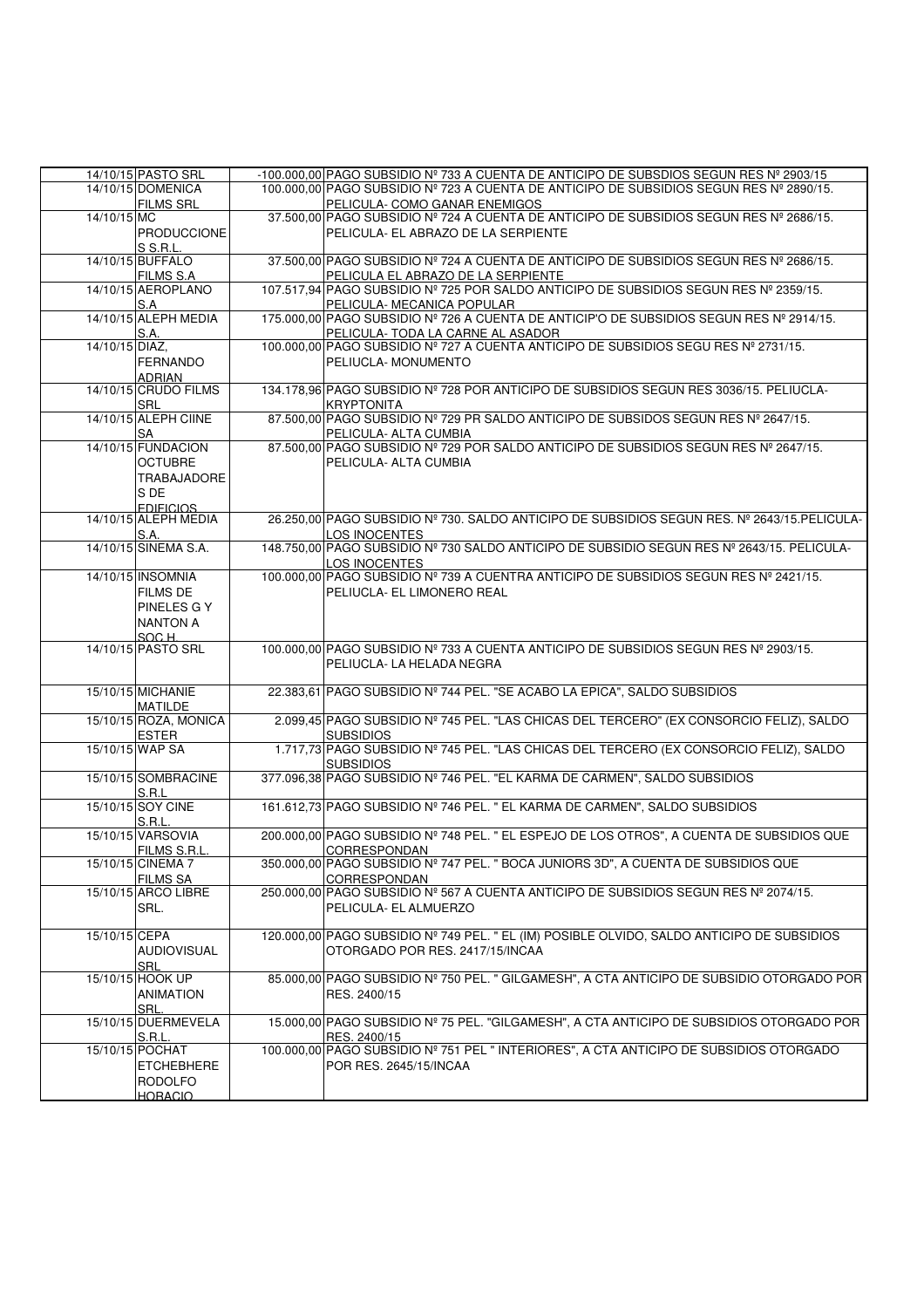|  |  |  |  |
|---|---|---|---|
| 14/10/15 | PASTO SRL | -100.000,00 | PAGO SUBSIDIO Nº 733 A CUENTA DE ANTICIPO DE SUBSDIOS SEGUN RES Nº 2903/15 |
| 14/10/15 | DOMENICA FILMS SRL | 100.000,00 | PAGO SUBSIDIO Nº 723 A CUENTA DE ANTICIPO DE SUBSIDIOS SEGUN RES Nº 2890/15. PELICULA- COMO GANAR ENEMIGOS |
| 14/10/15 | MC PRODUCCIONES S.R.L. | 37.500,00 | PAGO SUBSIDIO Nº 724 A CUENTA DE ANTICIPO DE SUBSIDIOS SEGUN RES Nº 2686/15. PELICULA- EL ABRAZO DE LA SERPIENTE |
| 14/10/15 | BUFFALO FILMS S.A | 37.500,00 | PAGO SUBSIDIO Nº 724 A CUENTA DE ANTICIPO DE SUBSIDIOS SEGUN RES Nº 2686/15. PELICULA EL ABRAZO DE LA SERPIENTE |
| 14/10/15 | AEROPLANO S.A | 107.517,94 | PAGO SUBSIDIO Nº 725 POR SALDO ANTICIPO DE SUBSIDIOS SEGUN RES Nº 2359/15. PELICULA- MECANICA POPULAR |
| 14/10/15 | ALEPH MEDIA S.A. | 175.000,00 | PAGO SUBSIDIO Nº 726 A CUENTA DE ANTICIP'O DE SUBSIDIOS SEGUN RES Nº 2914/15. PELICULA- TODA LA CARNE AL ASADOR |
| 14/10/15 | DIAZ, FERNANDO ADRIAN | 100.000,00 | PAGO SUBSIDIO Nº 727 A CUENTA ANTICIPO DE SUBSIDIOS SEGU RES Nº 2731/15. PELIUCLA- MONUMENTO |
| 14/10/15 | CRUDO FILMS SRL | 134.178,96 | PAGO SUBSIDIO Nº 728 POR ANTICIPO DE SUBSIDIOS SEGUN RES 3036/15. PELIUCLA- KRYPTONITA |
| 14/10/15 | ALEPH CIINE SA | 87.500,00 | PAGO SUBSIDIO Nº 729 PR SALDO ANTICIPO DE SUBSIDOS SEGUN RES Nº 2647/15. PELICULA- ALTA CUMBIA |
| 14/10/15 | FUNDACION OCTUBRE TRABAJADORES DE EDIFICIOS | 87.500,00 | PAGO SUBSIDIO Nº 729 POR SALDO ANTICIPO DE SUBSIDIOS SEGUN RES Nº 2647/15. PELICULA- ALTA CUMBIA |
| 14/10/15 | ALEPH MEDIA S.A. | 26.250,00 | PAGO SUBSIDIO Nº 730. SALDO ANTICIPO DE SUBSIDIOS SEGUN RES. Nº 2643/15.PELICULA- LOS INOCENTES |
| 14/10/15 | SINEMA S.A. | 148.750,00 | PAGO SUBSIDIO Nº 730 SALDO ANTICIPO DE SUBSIDIO SEGUN RES Nº 2643/15. PELICULA- LOS INOCENTES |
| 14/10/15 | INSOMNIA FILMS DE PINELES G Y NANTON A SOC.H. | 100.000,00 | PAGO SUBSIDIO Nº 739 A CUENTRA ANTICIPO DE SUBSIDIOS SEGUN RES Nº 2421/15. PELIUCLA- EL LIMONERO REAL |
| 14/10/15 | PASTO SRL | 100.000,00 | PAGO SUBSIDIO Nº 733 A CUENTA ANTICIPO DE SUBSIDIOS SEGUN RES Nº 2903/15. PELIUCLA- LA HELADA NEGRA |
| 15/10/15 | MICHANIE MATILDE | 22.383,61 | PAGO SUBSIDIO Nº 744 PEL. "SE ACABO LA EPICA", SALDO SUBSIDIOS |
| 15/10/15 | ROZA, MONICA ESTER | 2.099,45 | PAGO SUBSIDIO Nº 745 PEL. "LAS CHICAS DEL TERCERO" (EX CONSORCIO FELIZ), SALDO SUBSIDIOS |
| 15/10/15 | WAP SA | 1.717,73 | PAGO SUBSIDIO Nº 745 PEL. "LAS CHICAS DEL TERCERO (EX CONSORCIO FELIZ), SALDO SUBSIDIOS |
| 15/10/15 | SOMBRACINE S.R.L | 377.096,38 | PAGO SUBSIDIO Nº 746 PEL. "EL KARMA DE CARMEN", SALDO SUBSIDIOS |
| 15/10/15 | SOY CINE S.R.L. | 161.612,73 | PAGO SUBSIDIO Nº 746 PEL. " EL KARMA DE CARMEN", SALDO SUBSIDIOS |
| 15/10/15 | VARSOVIA FILMS S.R.L. | 200.000,00 | PAGO SUBSIDIO Nº 748 PEL. " EL ESPEJO DE LOS OTROS", A CUENTA DE SUBSIDIOS QUE CORRESPONDAN |
| 15/10/15 | CINEMA 7 FILMS SA | 350.000,00 | PAGO SUBSIDIO Nº 747 PEL. " BOCA JUNIORS 3D", A CUENTA DE SUBSIDIOS QUE CORRESPONDAN |
| 15/10/15 | ARCO LIBRE SRL. | 250.000,00 | PAGO SUBSIDIO Nº 567 A CUENTA ANTICIPO DE SUBSIDIOS SEGUN RES Nº 2074/15. PELICULA- EL ALMUERZO |
| 15/10/15 | CEPA AUDIOVISUAL SRL | 120.000,00 | PAGO SUBSIDIO Nº 749 PEL. " EL (IM) POSIBLE OLVIDO, SALDO ANTICIPO DE SUBSIDIOS OTORGADO POR RES. 2417/15/INCAA |
| 15/10/15 | HOOK UP ANIMATION SRL. | 85.000,00 | PAGO SUBSIDIO Nº 750 PEL. " GILGAMESH", A CTA ANTICIPO DE SUBSIDIO OTORGADO POR RES. 2400/15 |
| 15/10/15 | DUERMEVELA S.R.L. | 15.000,00 | PAGO SUBSIDIO Nº 75 PEL. "GILGAMESH", A CTA ANTICIPO DE SUBSIDIOS OTORGADO POR RES. 2400/15 |
| 15/10/15 | POCHAT ETCHEBHERE RODOLFO HORACIO | 100.000,00 | PAGO SUBSIDIO Nº 751 PEL " INTERIORES", A CTA ANTICIPO DE SUBSIDIOS OTORGADO POR RES. 2645/15/INCAA |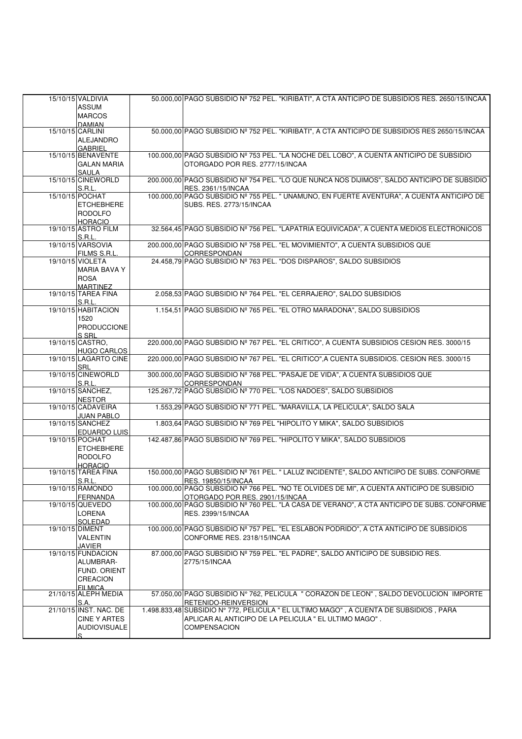| | | | |
|---|---|---|---|
| 15/10/15 | VALDIVIA ASSUM MARCOS DAMIAN | 50.000,00 | PAGO SUBSIDIO Nº 752 PEL. "KIRIBATI", A CTA ANTICIPO DE SUBSIDIOS RES. 2650/15/INCAA |
| 15/10/15 | CARLINI ALEJANDRO GABRIEL | 50.000,00 | PAGO SUBSIDIO Nº 752 PEL. "KIRIBATI", A CTA ANTICIPO DE SUBSIDIOS RES 2650/15/INCAA |
| 15/10/15 | BENAVENTE GALAN MARIA SAULA | 100.000,00 | PAGO SUBSIDIO Nº 753 PEL. "LA NOCHE DEL LOBO", A CUENTA ANTICIPO DE SUBSIDIO OTORGADO POR RES. 2777/15/INCAA |
| 15/10/15 | CINEWORLD S.R.L. | 200.000,00 | PAGO SUBSIDIO Nº 754 PEL. "LO QUE NUNCA NOS DIJIMOS", SALDO ANTICIPO DE SUBSIDIO RES. 2361/15/INCAA |
| 15/10/15 | POCHAT ETCHEBHERE RODOLFO HORACIO | 100.000,00 | PAGO SUBSIDIO Nº 755 PEL. " UNAMUNO, EN FUERTE AVENTURA", A CUENTA ANTICIPO DE SUBS. RES. 2773/15/INCAA |
| 19/10/15 | ASTRO FILM S.R.L. | 32.564,45 | PAGO SUBSIDIO Nº 756 PEL. "LAPATRIA EQUIVICADA", A CUENTA MEDIOS ELECTRONICOS |
| 19/10/15 | VARSOVIA FILMS S.R.L. | 200.000,00 | PAGO SUBSIDIO Nº 758 PEL. "EL MOVIMIENTO", A CUENTA SUBSIDIOS QUE CORRESPONDAN |
| 19/10/15 | VIOLETA MARIA BAVA Y ROSA MARTINEZ | 24.458,79 | PAGO SUBSIDIO Nº 763 PEL. "DOS DISPAROS", SALDO SUBSIDIOS |
| 19/10/15 | TAREA FINA S.R.L. | 2.058,53 | PAGO SUBSIDIO Nº 764 PEL. "EL CERRAJERO", SALDO SUBSIDIOS |
| 19/10/15 | HABITACION 1520 PRODUCCIONE S SRL | 1.154,51 | PAGO SUBSIDIO Nº 765 PEL. "EL OTRO MARADONA", SALDO SUBSIDIOS |
| 19/10/15 | CASTRO, HUGO CARLOS | 220.000,00 | PAGO SUBSIDIO Nº 767 PEL. "EL CRITICO", A CUENTA SUBSIDIOS CESION RES. 3000/15 |
| 19/10/15 | LAGARTO CINE SRL | 220.000,00 | PAGO SUBSIDIO Nº 767 PEL. "EL CRITICO",A CUENTA SUBSIDIOS. CESION RES. 3000/15 |
| 19/10/15 | CINEWORLD S.R.L. | 300.000,00 | PAGO SUBSIDIO Nº 768 PEL. "PASAJE DE VIDA", A CUENTA SUBSIDIOS QUE CORRESPONDAN |
| 19/10/15 | SANCHEZ, NESTOR | 125.267,72 | PAGO SUBSIDIO Nº 770 PEL. "LOS NADOES", SALDO SUBSIDIOS |
| 19/10/15 | CADAVEIRA JUAN PABLO | 1.553,29 | PAGO SUBSIDIO Nº 771 PEL. "MARAVILLA, LA PELICULA", SALDO SALA |
| 19/10/15 | SANCHEZ EDUARDO LUIS | 1.803,64 | PAGO SUBSIDIO Nº 769 PEL "HIPOLITO Y MIKA", SALDO SUBSIDIOS |
| 19/10/15 | POCHAT ETCHEBHERE RODOLFO HORACIO | 142.487,86 | PAGO SUBSIDIO Nº 769 PEL. "HIPOLITO Y MIKA", SALDO SUBSIDIOS |
| 19/10/15 | TAREA FINA S.R.L. | 150.000,00 | PAGO SUBSIDIO Nº 761 PEL. " LALUZ INCIDENTE", SALDO ANTICIPO DE SUBS. CONFORME RES. 19850/15/INCAA |
| 19/10/15 | RAMONDO FERNANDA | 100.000,00 | PAGO SUBSIDIO Nº 766 PEL. "NO TE OLVIDES DE MI", A CUENTA ANTICIPO DE SUBSIDIO OTORGADO POR RES. 2901/15/INCAA |
| 19/10/15 | QUEVEDO LORENA SOLEDAD | 100.000,00 | PAGO SUBSIDIO Nº 760 PEL. "LA CASA DE VERANO", A CTA ANTICIPO DE SUBS. CONFORME RES. 2399/15/INCAA |
| 19/10/15 | DIMENT VALENTIN JAVIER | 100.000,00 | PAGO SUBSIDIO Nº 757 PEL. "EL ESLABON PODRIDO", A CTA ANTICIPO DE SUBSIDIOS CONFORME RES. 2318/15/INCAA |
| 19/10/15 | FUNDACION ALUMBRAR- FUND. ORIENT CREACION FILMICA | 87.000,00 | PAGO SUBSIDIO Nº 759 PEL. "EL PADRE", SALDO ANTICIPO DE SUBSIDIO RES. 2775/15/INCAA |
| 21/10/15 | ALEPH MEDIA S.A. | 57.050,00 | PAGO SUBSIDIO N° 762, PELICULA " CORAZON DE LEON" , SALDO DEVOLUCION IMPORTE RETENIDO-REINVERSION |
| 21/10/15 | INST. NAC. DE CINE Y ARTES AUDIOVISUALE S | 1.498.833,48 | SUBSIDIO Nº 772, PELICULA " EL ULTIMO MAGO" , A CUENTA DE SUBSIDIOS , PARA APLICAR AL ANTICIPO DE LA PELICULA " EL ULTIMO MAGO" . COMPENSACION |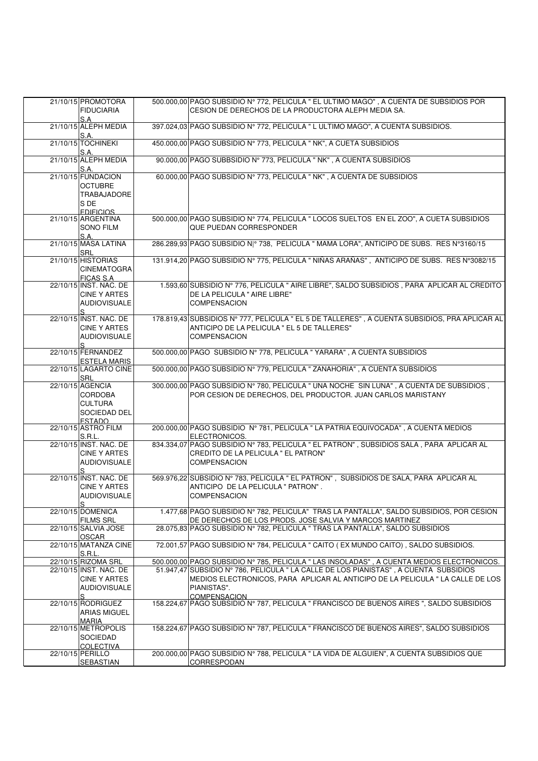| | | | |
|---|---|---|---|
| 21/10/15 | PROMOTORA FIDUCIARIA S.A | 500.000,00 | PAGO SUBSIDIO N° 772, PELICULA " EL ULTIMO MAGO" , A CUENTA DE SUBSIDIOS POR CESION DE DERECHOS DE LA PRODUCTORA ALEPH MEDIA SA. |
| 21/10/15 | ALEPH MEDIA S.A. | 397.024,03 | PAGO SUBSIDIO N° 772, PELICULA " L ULTIMO MAGO", A CUENTA SUBSIDIOS. |
| 21/10/15 | TOCHINEKI S.A. | 450.000,00 | PAGO SUBSIDIO N° 773, PELICULA " NK", A CUETA SUBSIDIOS |
| 21/10/15 | ALEPH MEDIA S.A. | 90.000,00 | PAGO SUBBSIDIO N° 773, PELICULA " NK" , A CUENTA SUBSIDIOS |
| 21/10/15 | FUNDACION OCTUBRE TRABAJADORES DE EDIFICIOS | 60.000,00 | PAGO SUBSIDIO N° 773, PELICULA " NK" , A CUENTA DE SUBSIDIOS |
| 21/10/15 | ARGENTINA SONO FILM S.A. | 500.000,00 | PAGO SUBSIDIO N° 774, PELICULA " LOCOS SUELTOS EN EL ZOO", A CUETA SUBSIDIOS QUE PUEDAN CORRESPONDER |
| 21/10/15 | MASA LATINA SRL | 286.289,93 | PAGO SUBSIDIO N\|° 738, PELICULA " MAMA LORA", ANTICIPO DE SUBS. RES N°3160/15 |
| 21/10/15 | HISTORIAS CINEMATOGRAFICAS S.A | 131.914,20 | PAGO SUBSIDIO N° 775, PELICULA " NIÑAS ARAÑAS" , ANTICIPO DE SUBS. RES N°3082/15 |
| 22/10/15 | INST. NAC. DE CINE Y ARTES AUDIOVISUALES | 1.593,60 | SUBSIDIO N° 776, PELICULA " AIRE LIBRE", SALDO SUBSIDIOS , PARA APLICAR AL CREDITO DE LA PELICULA " AIRE LIBRE" COMPENSACION |
| 22/10/15 | INST. NAC. DE CINE Y ARTES AUDIOVISUALES | 178.819,43 | SUBSIDIOS N° 777, PELICULA " EL 5 DE TALLERES" , A CUENTA SUBSIDIOS, PRA APLICAR AL ANTICIPO DE LA PELICULA " EL 5 DE TALLERES" COMPENSACION |
| 22/10/15 | FERNANDEZ ESTELA MARIS | 500.000,00 | PAGO SUBSIDIO N° 778, PELICULA " YARARA" , A CUENTA SUBSIDIOS |
| 22/10/15 | LAGARTO CINE SRL | 500.000,00 | PAGO SUBSIDIO N° 779, PELICULA " ZANAHORIA" , A CUENTA SUBSIDIOS |
| 22/10/15 | AGENCIA CORDOBA CULTURA SOCIEDAD DEL ESTADO | 300.000,00 | PAGO SUBSIDIO N° 780, PELICULA " UNA NOCHE SIN LUNA" , A CUENTA DE SUBSIDIOS , POR CESION DE DERECHOS, DEL PRODUCTOR. JUAN CARLOS MARISTANY |
| 22/10/15 | ASTRO FILM S.R.L. | 200.000,00 | PAGO SUBSIDIO N° 781, PELICULA " LA PATRIA EQUIVOCADA" , A CUENTA MEDIOS ELECTRONICOS. |
| 22/10/15 | INST. NAC. DE CINE Y ARTES AUDIOVISUALES | 834.334,07 | PAGO SUBSIDIO N° 783, PELICULA " EL PATRON" , SUBSIDIOS SALA , PARA APLICAR AL CREDITO DE LA PELICULA " EL PATRON" COMPENSACION |
| 22/10/15 | INST. NAC. DE CINE Y ARTES AUDIOVISUALES | 569.976,22 | SUBSIDIO N° 783, PELICULA " EL PATRON" , SUBSIDIOS DE SALA, PARA APLICAR AL ANTICIPO DE LA PELICULA " PATRON" . COMPENSACION |
| 22/10/15 | DOMENICA FILMS SRL | 1.477,68 | PAGO SUBSIDIO N° 782, PELICULA" TRAS LA PANTALLA", SALDO SUBSIDIOS, POR CESION DE DERECHOS DE LOS PRODS. JOSE SALVIA Y MARCOS MARTINEZ |
| 22/10/15 | SALVIA JOSE OSCAR | 28.075,83 | PAGO SUBSIDIO N° 782, PELICULA " TRAS LA PANTALLA", SALDO SUBSIDIOS |
| 22/10/15 | MATANZA CINE S.R.L. | 72.001,57 | PAGO SUBSIDIO N° 784, PELICULA " CAITO ( EX MUNDO CAITO) , SALDO SUBSIDIOS. |
| 22/10/15 | RIZOMA SRL | 500.000,00 | PAGO SUBSIDIO N° 785, PELICULA " LAS INSOLADAS" , A CUENTA MEDIOS ELECTRONICOS. |
| 22/10/15 | INST. NAC. DE CINE Y ARTES AUDIOVISUALES | 51.947,47 | SUBSIDIO N° 786, PELICULA " LA CALLE DE LOS PIANISTAS" , A CUENTA SUBSIDIOS MEDIOS ELECTRONICOS, PARA APLICAR AL ANTICIPO DE LA PELICULA " LA CALLE DE LOS PIANISTAS". COMPENSACION |
| 22/10/15 | RODRIGUEZ ARIAS MIGUEL MARIA | 158.224,67 | PAGO SUBSIDIO N° 787, PELICULA " FRANCISCO DE BUENOS AIRES ", SALDO SUBSIDIOS |
| 22/10/15 | METROPOLIS SOCIEDAD COLECTIVA | 158.224,67 | PAGO SUBSIDIO N° 787, PELICULA " FRANCISCO DE BUENOS AIRES", SALDO SUBSIDIOS |
| 22/10/15 | PERILLO SEBASTIAN | 200.000,00 | PAGO SUBSIDIO N° 788, PELICULA " LA VIDA DE ALGUIEN", A CUENTA SUBSIDIOS QUE CORRESPODAN |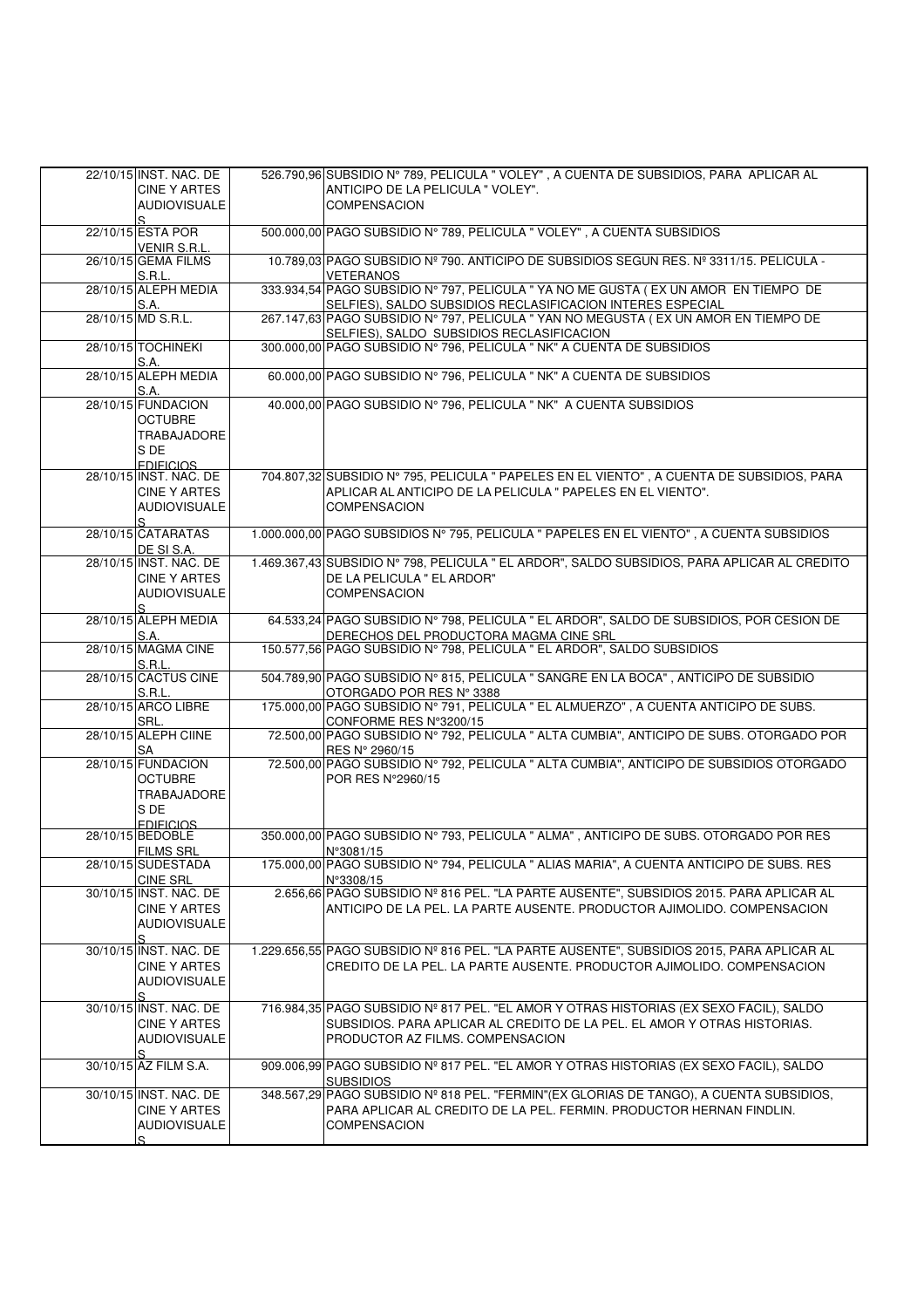| | | | |
|---|---|---|---|
| 22/10/15 | INST. NAC. DE CINE Y ARTES AUDIOVISUALES | 526.790,96 | SUBSIDIO Nº 789, PELICULA " VOLEY" , A CUENTA DE SUBSIDIOS, PARA APLICAR AL ANTICIPO DE LA PELICULA " VOLEY". COMPENSACION |
| 22/10/15 | ESTA POR VENIR S.R.L. | 500.000,00 | PAGO SUBSIDIO N° 789, PELICULA " VOLEY" , A CUENTA SUBSIDIOS |
| 26/10/15 | GEMA FILMS S.R.L. | 10.789,03 | PAGO SUBSIDIO Nº 790. ANTICIPO DE SUBSIDIOS SEGUN RES. Nº 3311/15. PELICULA - VETERANOS |
| 28/10/15 | ALEPH MEDIA S.A. | 333.934,54 | PAGO SUBSIDIO N° 797, PELICULA " YA NO ME GUSTA ( EX UN AMOR EN TIEMPO DE SELFIES), SALDO SUBSIDIOS RECLASIFICACION INTERES ESPECIAL |
| 28/10/15 | MD S.R.L. | 267.147,63 | PAGO SUBSIDIO N° 797, PELICULA " YAN NO MEGUSTA ( EX UN AMOR EN TIEMPO DE SELFIES), SALDO SUBSIDIOS RECLASIFICACION |
| 28/10/15 | TOCHINEKI S.A. | 300.000,00 | PAGO SUBSIDIO N° 796, PELICULA " NK" A CUENTA DE SUBSIDIOS |
| 28/10/15 | ALEPH MEDIA S.A. | 60.000,00 | PAGO SUBSIDIO N° 796, PELICULA " NK" A CUENTA DE SUBSIDIOS |
| 28/10/15 | FUNDACION OCTUBRE TRABAJADORES DE EDIFICIOS | 40.000,00 | PAGO SUBSIDIO N° 796, PELICULA " NK" A CUENTA SUBSIDIOS |
| 28/10/15 | INST. NAC. DE CINE Y ARTES AUDIOVISUALES | 704.807,32 | SUBSIDIO N° 795, PELICULA " PAPELES EN EL VIENTO" , A CUENTA DE SUBSIDIOS, PARA APLICAR AL ANTICIPO DE LA PELICULA " PAPELES EN EL VIENTO". COMPENSACION |
| 28/10/15 | CATARATAS DE SI S.A. | 1.000.000,00 | PAGO SUBSIDIOS N° 795, PELICULA " PAPELES EN EL VIENTO" , A CUENTA SUBSIDIOS |
| 28/10/15 | INST. NAC. DE CINE Y ARTES AUDIOVISUALES | 1.469.367,43 | SUBSIDIO N° 798, PELICULA " EL ARDOR", SALDO SUBSIDIOS, PARA APLICAR AL CREDITO DE LA PELICULA " EL ARDOR" COMPENSACION |
| 28/10/15 | ALEPH MEDIA S.A. | 64.533,24 | PAGO SUBSIDIO N° 798, PELICULA " EL ARDOR", SALDO DE SUBSIDIOS, POR CESION DE DERECHOS DEL PRODUCTORA MAGMA CINE SRL |
| 28/10/15 | MAGMA CINE S.R.L. | 150.577,56 | PAGO SUBSIDIO N° 798, PELICULA " EL ARDOR", SALDO SUBSIDIOS |
| 28/10/15 | CACTUS CINE S.R.L. | 504.789,90 | PAGO SUBSIDIO N° 815, PELICULA " SANGRE EN LA BOCA" , ANTICIPO DE SUBSIDIO OTORGADO POR RES N° 3388 |
| 28/10/15 | ARCO LIBRE SRL. | 175.000,00 | PAGO SUBSIDIO N° 791, PELICULA " EL ALMUERZO" , A CUENTA ANTICIPO DE SUBS. CONFORME RES N°3200/15 |
| 28/10/15 | ALEPH CIINE SA | 72.500,00 | PAGO SUBSIDIO N° 792, PELICULA " ALTA CUMBIA", ANTICIPO DE SUBS. OTORGADO POR RES N° 2960/15 |
| 28/10/15 | FUNDACION OCTUBRE TRABAJADORES DE EDIFICIOS | 72.500,00 | PAGO SUBSIDIO N° 792, PELICULA " ALTA CUMBIA", ANTICIPO DE SUBSIDIOS OTORGADO POR RES N°2960/15 |
| 28/10/15 | BEDOBLE FILMS SRL | 350.000,00 | PAGO SUBSIDIO N° 793, PELICULA " ALMA" , ANTICIPO DE SUBS. OTORGADO POR RES N°3081/15 |
| 28/10/15 | SUDESTADA CINE SRL | 175.000,00 | PAGO SUBSIDIO N° 794, PELICULA " ALIAS MARIA", A CUENTA ANTICIPO DE SUBS. RES N°3308/15 |
| 30/10/15 | INST. NAC. DE CINE Y ARTES AUDIOVISUALES | 2.656,66 | PAGO SUBSIDIO Nº 816 PEL. "LA PARTE AUSENTE", SUBSIDIOS 2015. PARA APLICAR AL ANTICIPO DE LA PEL. LA PARTE AUSENTE. PRODUCTOR AJIMOLIDO. COMPENSACION |
| 30/10/15 | INST. NAC. DE CINE Y ARTES AUDIOVISUALES | 1.229.656,55 | PAGO SUBSIDIO Nº 816 PEL. "LA PARTE AUSENTE", SUBSIDIOS 2015. PARA APLICAR AL CREDITO DE LA PEL. LA PARTE AUSENTE. PRODUCTOR AJIMOLIDO. COMPENSACION |
| 30/10/15 | INST. NAC. DE CINE Y ARTES AUDIOVISUALES | 716.984,35 | PAGO SUBSIDIO Nº 817 PEL. "EL AMOR Y OTRAS HISTORIAS (EX SEXO FACIL), SALDO SUBSIDIOS. PARA APLICAR AL CREDITO DE LA PEL. EL AMOR Y OTRAS HISTORIAS. PRODUCTOR AZ FILMS. COMPENSACION |
| 30/10/15 | AZ FILM S.A. | 909.006,99 | PAGO SUBSIDIO Nº 817 PEL. "EL AMOR Y OTRAS HISTORIAS (EX SEXO FACIL), SALDO SUBSIDIOS |
| 30/10/15 | INST. NAC. DE CINE Y ARTES AUDIOVISUALES | 348.567,29 | PAGO SUBSIDIO Nº 818 PEL. "FERMIN"(EX GLORIAS DE TANGO), A CUENTA SUBSIDIOS, PARA APLICAR AL CREDITO DE LA PEL. FERMIN. PRODUCTOR HERNAN FINDLIN. COMPENSACION |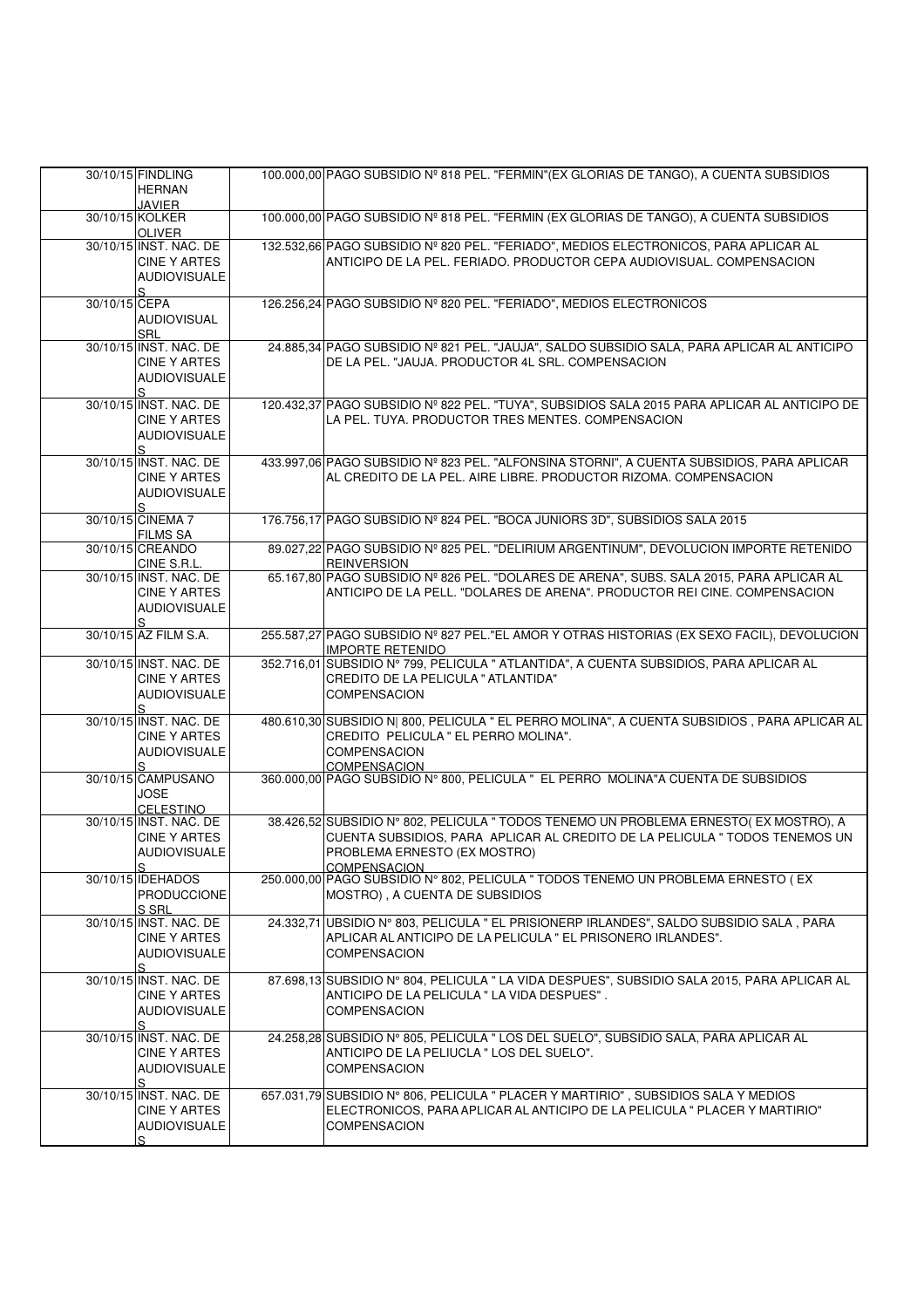| | | | |
|---|---|---|---|
| 30/10/15 | FINDLING HERNAN JAVIER | 100.000,00 | PAGO SUBSIDIO Nº 818 PEL. "FERMIN"(EX GLORIAS DE TANGO), A CUENTA SUBSIDIOS |
| 30/10/15 | KOLKER OLIVER | 100.000,00 | PAGO SUBSIDIO Nº 818 PEL. "FERMIN (EX GLORIAS DE TANGO), A CUENTA SUBSIDIOS |
| 30/10/15 | INST. NAC. DE CINE Y ARTES AUDIOVISUALES | 132.532,66 | PAGO SUBSIDIO Nº 820 PEL. "FERIADO", MEDIOS ELECTRONICOS, PARA APLICAR AL ANTICIPO DE LA PEL. FERIADO. PRODUCTOR CEPA AUDIOVISUAL. COMPENSACION |
| 30/10/15 | CEPA AUDIOVISUAL SRL | 126.256,24 | PAGO SUBSIDIO Nº 820 PEL. "FERIADO", MEDIOS ELECTRONICOS |
| 30/10/15 | INST. NAC. DE CINE Y ARTES AUDIOVISUALES | 24.885,34 | PAGO SUBSIDIO Nº 821 PEL. "JAUJA", SALDO SUBSIDIO SALA, PARA APLICAR AL ANTICIPO DE LA PEL. "JAUJA. PRODUCTOR 4L SRL. COMPENSACION |
| 30/10/15 | INST. NAC. DE CINE Y ARTES AUDIOVISUALES | 120.432,37 | PAGO SUBSIDIO Nº 822 PEL. "TUYA", SUBSIDIOS SALA 2015 PARA APLICAR AL ANTICIPO DE LA PEL. TUYA. PRODUCTOR TRES MENTES. COMPENSACION |
| 30/10/15 | INST. NAC. DE CINE Y ARTES AUDIOVISUALES | 433.997,06 | PAGO SUBSIDIO Nº 823 PEL. "ALFONSINA STORNI", A CUENTA SUBSIDIOS, PARA APLICAR AL CREDITO DE LA PEL. AIRE LIBRE. PRODUCTOR RIZOMA. COMPENSACION |
| 30/10/15 | CINEMA 7 FILMS SA | 176.756,17 | PAGO SUBSIDIO Nº 824 PEL. "BOCA JUNIORS 3D", SUBSIDIOS SALA 2015 |
| 30/10/15 | CREANDO CINE S.R.L. | 89.027,22 | PAGO SUBSIDIO Nº 825 PEL. "DELIRIUM ARGENTINUM", DEVOLUCION IMPORTE RETENIDO REINVERSION |
| 30/10/15 | INST. NAC. DE CINE Y ARTES AUDIOVISUALES | 65.167,80 | PAGO SUBSIDIO Nº 826 PEL. "DOLARES DE ARENA", SUBS. SALA 2015, PARA APLICAR AL ANTICIPO DE LA PELL. "DOLARES DE ARENA". PRODUCTOR REI CINE. COMPENSACION |
| 30/10/15 | AZ FILM S.A. | 255.587,27 | PAGO SUBSIDIO Nº 827 PEL."EL AMOR Y OTRAS HISTORIAS (EX SEXO FACIL), DEVOLUCION IMPORTE RETENIDO |
| 30/10/15 | INST. NAC. DE CINE Y ARTES AUDIOVISUALES | 352.716,01 | SUBSIDIO Nº 799, PELICULA " ATLANTIDA", A CUENTA SUBSIDIOS, PARA APLICAR AL CREDITO DE LA PELICULA " ATLANTIDA" COMPENSACION |
| 30/10/15 | INST. NAC. DE CINE Y ARTES AUDIOVISUALES | 480.610,30 | SUBSIDIO N\| 800, PELICULA " EL PERRO MOLINA", A CUENTA SUBSIDIOS , PARA APLICAR AL CREDITO PELICULA " EL PERRO MOLINA". COMPENSACION COMPENSACION |
| 30/10/15 | CAMPUSANO JOSE CELESTINO | 360.000,00 | PAGO SUBSIDIO N° 800, PELICULA " EL PERRO MOLINA"A CUENTA DE SUBSIDIOS |
| 30/10/15 | INST. NAC. DE CINE Y ARTES AUDIOVISUALES | 38.426,52 | SUBSIDIO Nº 802, PELICULA " TODOS TENEMO UN PROBLEMA ERNESTO( EX MOSTRO), A CUENTA SUBSIDIOS, PARA APLICAR AL CREDITO DE LA PELICULA " TODOS TENEMOS UN PROBLEMA ERNESTO (EX MOSTRO) COMPENSACION |
| 30/10/15 | IDEHADOS PRODUCCIONES SRL | 250.000,00 | PAGO SUBSIDIO N° 802, PELICULA " TODOS TENEMO UN PROBLEMA ERNESTO ( EX MOSTRO) , A CUENTA DE SUBSIDIOS |
| 30/10/15 | INST. NAC. DE CINE Y ARTES AUDIOVISUALES | 24.332,71 | UBSIDIO N° 803, PELICULA " EL PRISIONERP IRLANDES", SALDO SUBSIDIO SALA , PARA APLICAR AL ANTICIPO DE LA PELICULA " EL PRISONERO IRLANDES". COMPENSACION |
| 30/10/15 | INST. NAC. DE CINE Y ARTES AUDIOVISUALES | 87.698,13 | SUBSIDIO Nº 804, PELICULA " LA VIDA DESPUES", SUBSIDIO SALA 2015, PARA APLICAR AL ANTICIPO DE LA PELICULA " LA VIDA DESPUES" . COMPENSACION |
| 30/10/15 | INST. NAC. DE CINE Y ARTES AUDIOVISUALES | 24.258,28 | SUBSIDIO N° 805, PELICULA " LOS DEL SUELO", SUBSIDIO SALA, PARA APLICAR AL ANTICIPO DE LA PELIUCLA " LOS DEL SUELO". COMPENSACION |
| 30/10/15 | INST. NAC. DE CINE Y ARTES AUDIOVISUALES | 657.031,79 | SUBSIDIO Nº 806, PELICULA " PLACER Y MARTIRIO" , SUBSIDIOS SALA Y MEDIOS ELECTRONICOS, PARA APLICAR AL ANTICIPO DE LA PELICULA " PLACER Y MARTIRIO" COMPENSACION |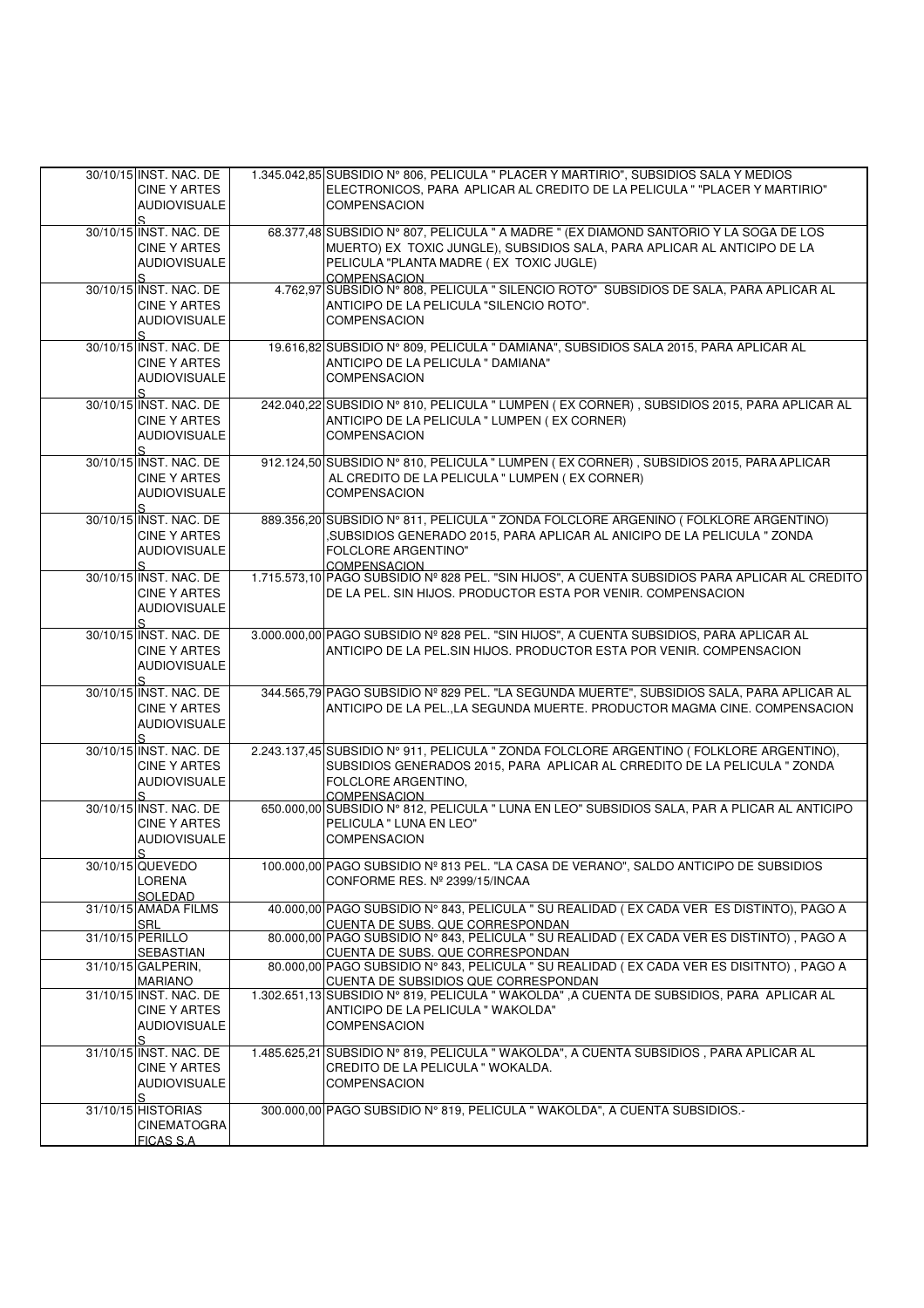| | | | |
|---|---|---|---|
| 30/10/15 | INST. NAC. DE CINE Y ARTES AUDIOVISUALES | 1.345.042,85 | SUBSIDIO Nº 806, PELICULA " PLACER Y MARTIRIO", SUBSIDIOS SALA Y MEDIOS ELECTRONICOS, PARA APLICAR AL CREDITO DE LA PELICULA " "PLACER Y MARTIRIO" COMPENSACION |
| 30/10/15 | INST. NAC. DE CINE Y ARTES AUDIOVISUALES | 68.377,48 | SUBSIDIO Nº 807, PELICULA " A MADRE " (EX DIAMOND SANTORIO Y LA SOGA DE LOS MUERTO) EX TOXIC JUNGLE), SUBSIDIOS SALA, PARA APLICAR AL ANTICIPO DE LA PELICULA "PLANTA MADRE ( EX TOXIC JUGLE) COMPENSACION |
| 30/10/15 | INST. NAC. DE CINE Y ARTES AUDIOVISUALES | 4.762,97 | SUBSIDIO Nº 808, PELICULA " SILENCIO ROTO" SUBSIDIOS DE SALA, PARA APLICAR AL ANTICIPO DE LA PELICULA "SILENCIO ROTO". COMPENSACION |
| 30/10/15 | INST. NAC. DE CINE Y ARTES AUDIOVISUALES | 19.616,82 | SUBSIDIO Nº 809, PELICULA " DAMIANA", SUBSIDIOS SALA 2015, PARA APLICAR AL ANTICIPO DE LA PELICULA " DAMIANA" COMPENSACION |
| 30/10/15 | INST. NAC. DE CINE Y ARTES AUDIOVISUALES | 242.040,22 | SUBSIDIO Nº 810, PELICULA " LUMPEN ( EX CORNER) , SUBSIDIOS 2015, PARA APLICAR AL ANTICIPO DE LA PELICULA " LUMPEN ( EX CORNER) COMPENSACION |
| 30/10/15 | INST. NAC. DE CINE Y ARTES AUDIOVISUALES | 912.124,50 | SUBSIDIO Nº 810, PELICULA " LUMPEN ( EX CORNER) , SUBSIDIOS 2015, PARA APLICAR AL CREDITO DE LA PELICULA " LUMPEN ( EX CORNER) COMPENSACION |
| 30/10/15 | INST. NAC. DE CINE Y ARTES AUDIOVISUALES | 889.356,20 | SUBSIDIO Nº 811, PELICULA " ZONDA FOLCLORE ARGENINO ( FOLKLORE ARGENTINO) ,SUBSIDIOS GENERADO 2015, PARA APLICAR AL ANICIPO DE LA PELICULA " ZONDA FOLCLORE ARGENTINO" COMPENSACION |
| 30/10/15 | INST. NAC. DE CINE Y ARTES AUDIOVISUALES | 1.715.573,10 | PAGO SUBSIDIO Nº 828 PEL. "SIN HIJOS", A CUENTA SUBSIDIOS PARA APLICAR AL CREDITO DE LA PEL. SIN HIJOS. PRODUCTOR ESTA POR VENIR. COMPENSACION |
| 30/10/15 | INST. NAC. DE CINE Y ARTES AUDIOVISUALES | 3.000.000,00 | PAGO SUBSIDIO Nº 828 PEL. "SIN HIJOS", A CUENTA SUBSIDIOS, PARA APLICAR AL ANTICIPO DE LA PEL.SIN HIJOS. PRODUCTOR ESTA POR VENIR. COMPENSACION |
| 30/10/15 | INST. NAC. DE CINE Y ARTES AUDIOVISUALES | 344.565,79 | PAGO SUBSIDIO Nº 829 PEL. "LA SEGUNDA MUERTE", SUBSIDIOS SALA, PARA APLICAR AL ANTICIPO DE LA PEL.,LA SEGUNDA MUERTE. PRODUCTOR MAGMA CINE. COMPENSACION |
| 30/10/15 | INST. NAC. DE CINE Y ARTES AUDIOVISUALES | 2.243.137,45 | SUBSIDIO Nº 911, PELICULA " ZONDA FOLCLORE ARGENTINO ( FOLKLORE ARGENTINO), SUBSIDIOS GENERADOS 2015, PARA APLICAR AL CRREDITO DE LA PELICULA " ZONDA FOLCLORE ARGENTINO, COMPENSACION |
| 30/10/15 | INST. NAC. DE CINE Y ARTES AUDIOVISUALES | 650.000,00 | SUBSIDIO Nº 812, PELICULA " LUNA EN LEO" SUBSIDIOS SALA, PAR A PLICAR AL ANTICIPO PELICULA " LUNA EN LEO" COMPENSACION |
| 30/10/15 | QUEVEDO LORENA SOLEDAD | 100.000,00 | PAGO SUBSIDIO Nº 813 PEL. "LA CASA DE VERANO", SALDO ANTICIPO DE SUBSIDIOS CONFORME RES. Nº 2399/15/INCAA |
| 31/10/15 | AMADA FILMS SRL | 40.000,00 | PAGO SUBSIDIO N° 843, PELICULA " SU REALIDAD ( EX CADA VER ES DISTINTO), PAGO A CUENTA DE SUBS. QUE CORRESPONDAN |
| 31/10/15 | PERILLO SEBASTIAN | 80.000,00 | PAGO SUBSIDIO N° 843, PELICULA " SU REALIDAD ( EX CADA VER ES DISTINTO) , PAGO A CUENTA DE SUBS. QUE CORRESPONDAN |
| 31/10/15 | GALPERIN, MARIANO | 80.000,00 | PAGO SUBSIDIO N° 843, PELICULA " SU REALIDAD ( EX CADA VER ES DISITNTO) , PAGO A CUENTA DE SUBSIDIOS QUE CORRESPONDAN |
| 31/10/15 | INST. NAC. DE CINE Y ARTES AUDIOVISUALES | 1.302.651,13 | SUBSIDIO Nº 819, PELICULA " WAKOLDA" ,A CUENTA DE SUBSIDIOS, PARA APLICAR AL ANTICIPO DE LA PELICULA " WAKOLDA" COMPENSACION |
| 31/10/15 | INST. NAC. DE CINE Y ARTES AUDIOVISUALES | 1.485.625,21 | SUBSIDIO Nº 819, PELICULA " WAKOLDA", A CUENTA SUBSIDIOS , PARA APLICAR AL CREDITO DE LA PELICULA " WOKALDA. COMPENSACION |
| 31/10/15 | HISTORIAS CINEMATOGRAFICAS S.A | 300.000,00 | PAGO SUBSIDIO N° 819, PELICULA " WAKOLDA", A CUENTA SUBSIDIOS.- |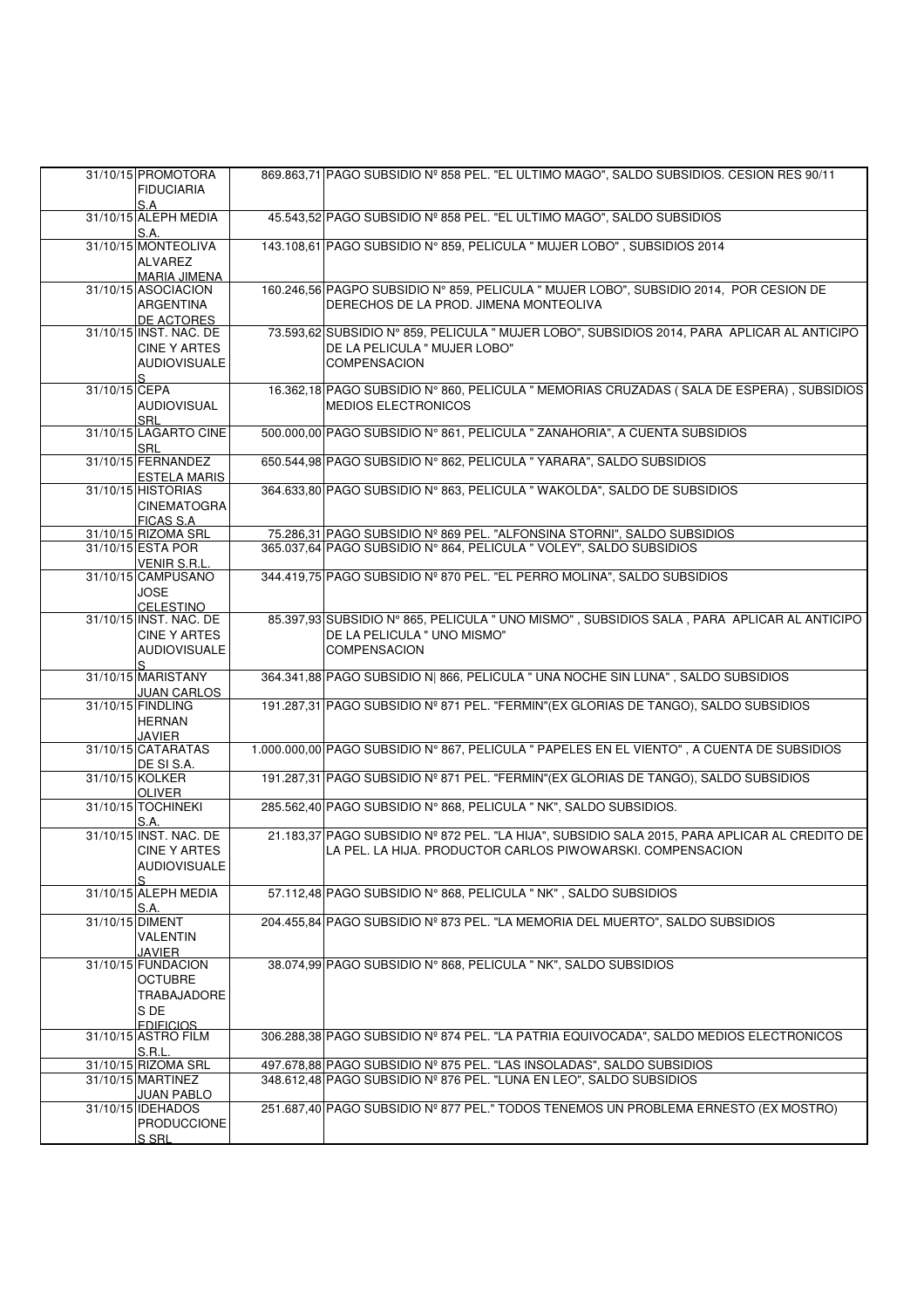| | | | |
|---|---|---|---|
| 31/10/15 | PROMOTORA FIDUCIARIA S.A | 869.863,71 | PAGO SUBSIDIO Nº 858 PEL. "EL ULTIMO MAGO", SALDO SUBSIDIOS. CESION RES 90/11 |
| 31/10/15 | ALEPH MEDIA S.A. | 45.543,52 | PAGO SUBSIDIO Nº 858 PEL. "EL ULTIMO MAGO", SALDO SUBSIDIOS |
| 31/10/15 | MONTEOLIVA ALVAREZ MARIA JIMENA | 143.108,61 | PAGO SUBSIDIO N° 859, PELICULA " MUJER LOBO" , SUBSIDIOS 2014 |
| 31/10/15 | ASOCIACION ARGENTINA DE ACTORES | 160.246,56 | PAGPO SUBSIDIO N° 859, PELICULA " MUJER LOBO", SUBSIDIO 2014, POR CESION DE DERECHOS DE LA PROD. JIMENA MONTEOLIVA |
| 31/10/15 | INST. NAC. DE CINE Y ARTES AUDIOVISUALES | 73.593,62 | SUBSIDIO Nº 859, PELICULA " MUJER LOBO", SUBSIDIOS 2014, PARA APLICAR AL ANTICIPO DE LA PELICULA " MUJER LOBO" COMPENSACION |
| 31/10/15 | CEPA AUDIOVISUAL SRL | 16.362,18 | PAGO SUBSIDIO N° 860, PELICULA " MEMORIAS CRUZADAS ( SALA DE ESPERA) , SUBSIDIOS MEDIOS ELECTRONICOS |
| 31/10/15 | LAGARTO CINE SRL | 500.000,00 | PAGO SUBSIDIO N° 861, PELICULA " ZANAHORIA", A CUENTA SUBSIDIOS |
| 31/10/15 | FERNANDEZ ESTELA MARIS | 650.544,98 | PAGO SUBSIDIO N° 862, PELICULA " YARARA", SALDO SUBSIDIOS |
| 31/10/15 | HISTORIAS CINEMATOGRAFICAS S.A | 364.633,80 | PAGO SUBSIDIO N° 863, PELICULA " WAKOLDA", SALDO DE SUBSIDIOS |
| 31/10/15 | RIZOMA SRL | 75.286,31 | PAGO SUBSIDIO Nº 869 PEL. "ALFONSINA STORNI", SALDO SUBSIDIOS |
| 31/10/15 | ESTA POR VENIR S.R.L. | 365.037,64 | PAGO SUBSIDIO N° 864, PELICULA " VOLEY", SALDO SUBSIDIOS |
| 31/10/15 | CAMPUSANO JOSE CELESTINO | 344.419,75 | PAGO SUBSIDIO Nº 870 PEL. "EL PERRO MOLINA", SALDO SUBSIDIOS |
| 31/10/15 | INST. NAC. DE CINE Y ARTES AUDIOVISUALES | 85.397,93 | SUBSIDIO N° 865, PELICULA " UNO MISMO" , SUBSIDIOS SALA , PARA APLICAR AL ANTICIPO DE LA PELICULA " UNO MISMO" COMPENSACION |
| 31/10/15 | MARISTANY JUAN CARLOS | 364.341,88 | PAGO SUBSIDIO N\| 866, PELICULA " UNA NOCHE SIN LUNA" , SALDO SUBSIDIOS |
| 31/10/15 | FINDLING HERNAN JAVIER | 191.287,31 | PAGO SUBSIDIO Nº 871 PEL. "FERMIN"(EX GLORIAS DE TANGO), SALDO SUBSIDIOS |
| 31/10/15 | CATARATAS DE SI S.A. | 1.000.000,00 | PAGO SUBSIDIO N° 867, PELICULA " PAPELES EN EL VIENTO" , A CUENTA DE SUBSIDIOS |
| 31/10/15 | KOLKER OLIVER | 191.287,31 | PAGO SUBSIDIO Nº 871 PEL. "FERMIN"(EX GLORIAS DE TANGO), SALDO SUBSIDIOS |
| 31/10/15 | TOCHINEKI S.A. | 285.562,40 | PAGO SUBSIDIO N° 868, PELICULA " NK", SALDO SUBSIDIOS. |
| 31/10/15 | INST. NAC. DE CINE Y ARTES AUDIOVISUALES | 21.183,37 | PAGO SUBSIDIO Nº 872 PEL. "LA HIJA", SUBSIDIO SALA 2015, PARA APLICAR AL CREDITO DE LA PEL. LA HIJA. PRODUCTOR CARLOS PIWOWARSKI. COMPENSACION |
| 31/10/15 | ALEPH MEDIA S.A. | 57.112,48 | PAGO SUBSIDIO N° 868, PELICULA " NK" , SALDO SUBSIDIOS |
| 31/10/15 | DIMENT VALENTIN JAVIER | 204.455,84 | PAGO SUBSIDIO Nº 873 PEL. "LA MEMORIA DEL MUERTO", SALDO SUBSIDIOS |
| 31/10/15 | FUNDACION OCTUBRE TRABAJADORES DE EDIFICIOS | 38.074,99 | PAGO SUBSIDIO N° 868, PELICULA " NK", SALDO SUBSIDIOS |
| 31/10/15 | ASTRO FILM S.R.L. | 306.288,38 | PAGO SUBSIDIO Nº 874 PEL. "LA PATRIA EQUIVOCADA", SALDO MEDIOS ELECTRONICOS |
| 31/10/15 | RIZOMA SRL | 497.678,88 | PAGO SUBSIDIO Nº 875 PEL. "LAS INSOLADAS", SALDO SUBSIDIOS |
| 31/10/15 | MARTINEZ JUAN PABLO | 348.612,48 | PAGO SUBSIDIO Nº 876 PEL. "LUNA EN LEO", SALDO SUBSIDIOS |
| 31/10/15 | IDEHADOS PRODUCCIONES SRL | 251.687,40 | PAGO SUBSIDIO Nº 877 PEL." TODOS TENEMOS UN PROBLEMA ERNESTO (EX MOSTRO) |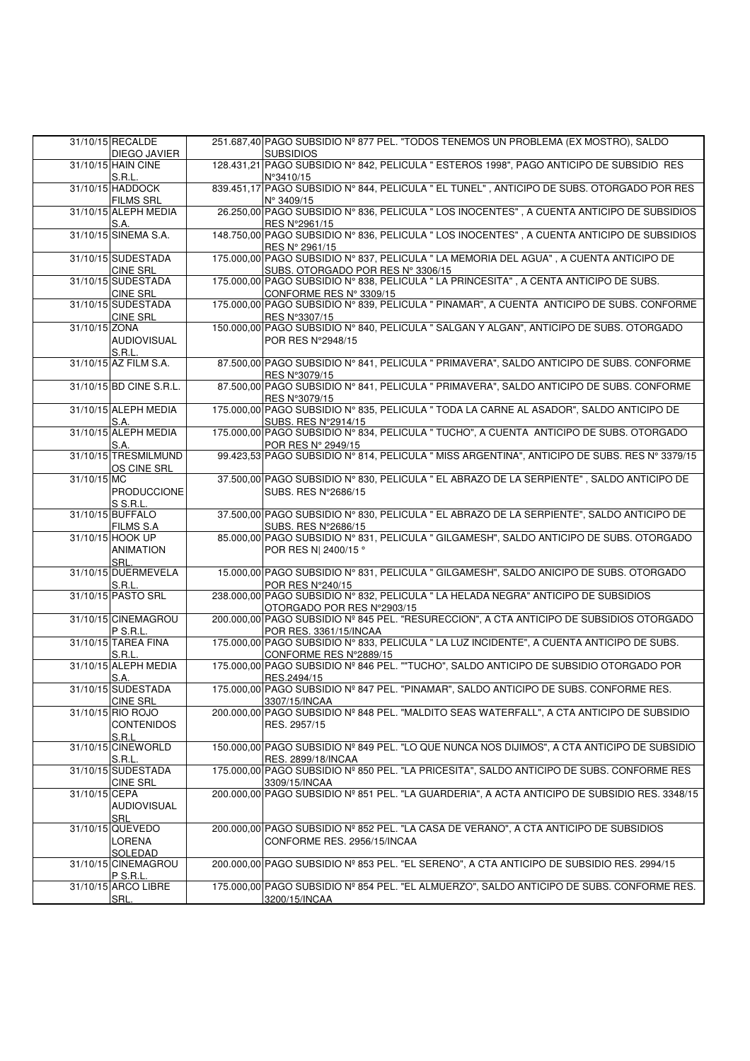| | | | |
|---|---|---|---|
| 31/10/15 | RECALDE DIEGO JAVIER | 251.687,40 | PAGO SUBSIDIO Nº 877 PEL. "TODOS TENEMOS UN PROBLEMA (EX MOSTRO), SALDO SUBSIDIOS |
| 31/10/15 | HAIN CINE S.R.L. | 128.431,21 | PAGO SUBSIDIO N° 842, PELICULA " ESTEROS 1998", PAGO ANTICIPO DE SUBSIDIO RES N°3410/15 |
| 31/10/15 | HADDOCK FILMS SRL | 839.451,17 | PAGO SUBSIDIO N° 844, PELICULA " EL TUNEL" , ANTICIPO DE SUBS. OTORGADO POR RES N° 3409/15 |
| 31/10/15 | ALEPH MEDIA S.A. | 26.250,00 | PAGO SUBSIDIO N° 836, PELICULA " LOS INOCENTES" , A CUENTA ANTICIPO DE SUBSIDIOS RES N°2961/15 |
| 31/10/15 | SINEMA S.A. | 148.750,00 | PAGO SUBSIDIO N° 836, PELICULA " LOS INOCENTES" , A CUENTA ANTICIPO DE SUBSIDIOS RES N° 2961/15 |
| 31/10/15 | SUDESTADA CINE SRL | 175.000,00 | PAGO SUBSIDIO N° 837, PELICULA " LA MEMORIA DEL AGUA" , A CUENTA ANTICIPO DE SUBS. OTORGADO POR RES N° 3306/15 |
| 31/10/15 | SUDESTADA CINE SRL | 175.000,00 | PAGO SUBSIDIO N° 838, PELICULA " LA PRINCESITA" , A CENTA ANTICIPO DE SUBS. CONFORME RES N° 3309/15 |
| 31/10/15 | SUDESTADA CINE SRL | 175.000,00 | PAGO SUBSIDIO N° 839, PELICULA " PINAMAR", A CUENTA ANTICIPO DE SUBS. CONFORME RES N°3307/15 |
| 31/10/15 | ZONA AUDIOVISUAL S.R.L. | 150.000,00 | PAGO SUBSIDIO N° 840, PELICULA " SALGAN Y ALGAN", ANTICIPO DE SUBS. OTORGADO POR RES N°2948/15 |
| 31/10/15 | AZ FILM S.A. | 87.500,00 | PAGO SUBSIDIO N° 841, PELICULA " PRIMAVERA", SALDO ANTICIPO DE SUBS. CONFORME RES N°3079/15 |
| 31/10/15 | BD CINE S.R.L. | 87.500,00 | PAGO SUBSIDIO N° 841, PELICULA " PRIMAVERA", SALDO ANTICIPO DE SUBS. CONFORME RES N°3079/15 |
| 31/10/15 | ALEPH MEDIA S.A. | 175.000,00 | PAGO SUBSIDIO N° 835, PELICULA " TODA LA CARNE AL ASADOR", SALDO ANTICIPO DE SUBS. RES N°2914/15 |
| 31/10/15 | ALEPH MEDIA S.A. | 175.000,00 | PAGO SUBSIDIO N° 834, PELICULA " TUCHO", A CUENTA ANTICIPO DE SUBS. OTORGADO POR RES N° 2949/15 |
| 31/10/15 | TRESMILMUNDOS CINE SRL | 99.423,53 | PAGO SUBSIDIO N° 814, PELICULA " MISS ARGENTINA", ANTICIPO DE SUBS. RES N° 3379/15 |
| 31/10/15 | MC PRODUCCIONES S.R.L. | 37.500,00 | PAGO SUBSIDIO N° 830, PELICULA " EL ABRAZO DE LA SERPIENTE" , SALDO ANTICIPO DE SUBS. RES N°2686/15 |
| 31/10/15 | BUFFALO FILMS S.A | 37.500,00 | PAGO SUBSIDIO N° 830, PELICULA " EL ABRAZO DE LA SERPIENTE", SALDO ANTICIPO DE SUBS. RES N°2686/15 |
| 31/10/15 | HOOK UP ANIMATION SRL. | 85.000,00 | PAGO SUBSIDIO N° 831, PELICULA " GILGAMESH", SALDO ANTICIPO DE SUBS. OTORGADO POR RES N\| 2400/15 ° |
| 31/10/15 | DUERMEVELA S.R.L. | 15.000,00 | PAGO SUBSIDIO N° 831, PELICULA " GILGAMESH", SALDO ANICIPO DE SUBS. OTORGADO POR RES N°240/15 |
| 31/10/15 | PASTO SRL | 238.000,00 | PAGO SUBSIDIO N° 832, PELICULA " LA HELADA NEGRA" ANTICIPO DE SUBSIDIOS OTORGADO POR RES N°2903/15 |
| 31/10/15 | CINEMAGROUP S.R.L. | 200.000,00 | PAGO SUBSIDIO Nº 845 PEL. "RESURECCION", A CTA ANTICIPO DE SUBSIDIOS OTORGADO POR RES. 3361/15/INCAA |
| 31/10/15 | TAREA FINA S.R.L. | 175.000,00 | PAGO SUBSIDIO N° 833, PELICULA " LA LUZ INCIDENTE", A CUENTA ANTICIPO DE SUBS. CONFORME RES N°2889/15 |
| 31/10/15 | ALEPH MEDIA S.A. | 175.000,00 | PAGO SUBSIDIO Nº 846 PEL. ""TUCHO", SALDO ANTICIPO DE SUBSIDIO OTORGADO POR RES.2494/15 |
| 31/10/15 | SUDESTADA CINE SRL | 175.000,00 | PAGO SUBSIDIO Nº 847 PEL. "PINAMAR", SALDO ANTICIPO DE SUBS. CONFORME RES. 3307/15/INCAA |
| 31/10/15 | RIO ROJO CONTENIDOS S.R.L | 200.000,00 | PAGO SUBSIDIO Nº 848 PEL. "MALDITO SEAS WATERFALL", A CTA ANTICIPO DE SUBSIDIO RES. 2957/15 |
| 31/10/15 | CINEWORLD S.R.L. | 150.000,00 | PAGO SUBSIDIO Nº 849 PEL. "LO QUE NUNCA NOS DIJIMOS", A CTA ANTICIPO DE SUBSIDIO RES. 2899/18/INCAA |
| 31/10/15 | SUDESTADA CINE SRL | 175.000,00 | PAGO SUBSIDIO Nº 850 PEL. "LA PRICESITA", SALDO ANTICIPO DE SUBS. CONFORME RES 3309/15/INCAA |
| 31/10/15 | CEPA AUDIOVISUAL SRL | 200.000,00 | PAGO SUBSIDIO Nº 851 PEL. "LA GUARDERIA", A ACTA ANTICIPO DE SUBSIDIO RES. 3348/15 |
| 31/10/15 | QUEVEDO LORENA SOLEDAD | 200.000,00 | PAGO SUBSIDIO Nº 852 PEL. "LA CASA DE VERANO", A CTA ANTICIPO DE SUBSIDIOS CONFORME RES. 2956/15/INCAA |
| 31/10/15 | CINEMAGROUP S.R.L. | 200.000,00 | PAGO SUBSIDIO Nº 853 PEL. "EL SERENO", A CTA ANTICIPO DE SUBSIDIO RES. 2994/15 |
| 31/10/15 | ARCO LIBRE SRL. | 175.000,00 | PAGO SUBSIDIO Nº 854 PEL. "EL ALMUERZO", SALDO ANTICIPO DE SUBS. CONFORME RES. 3200/15/INCAA |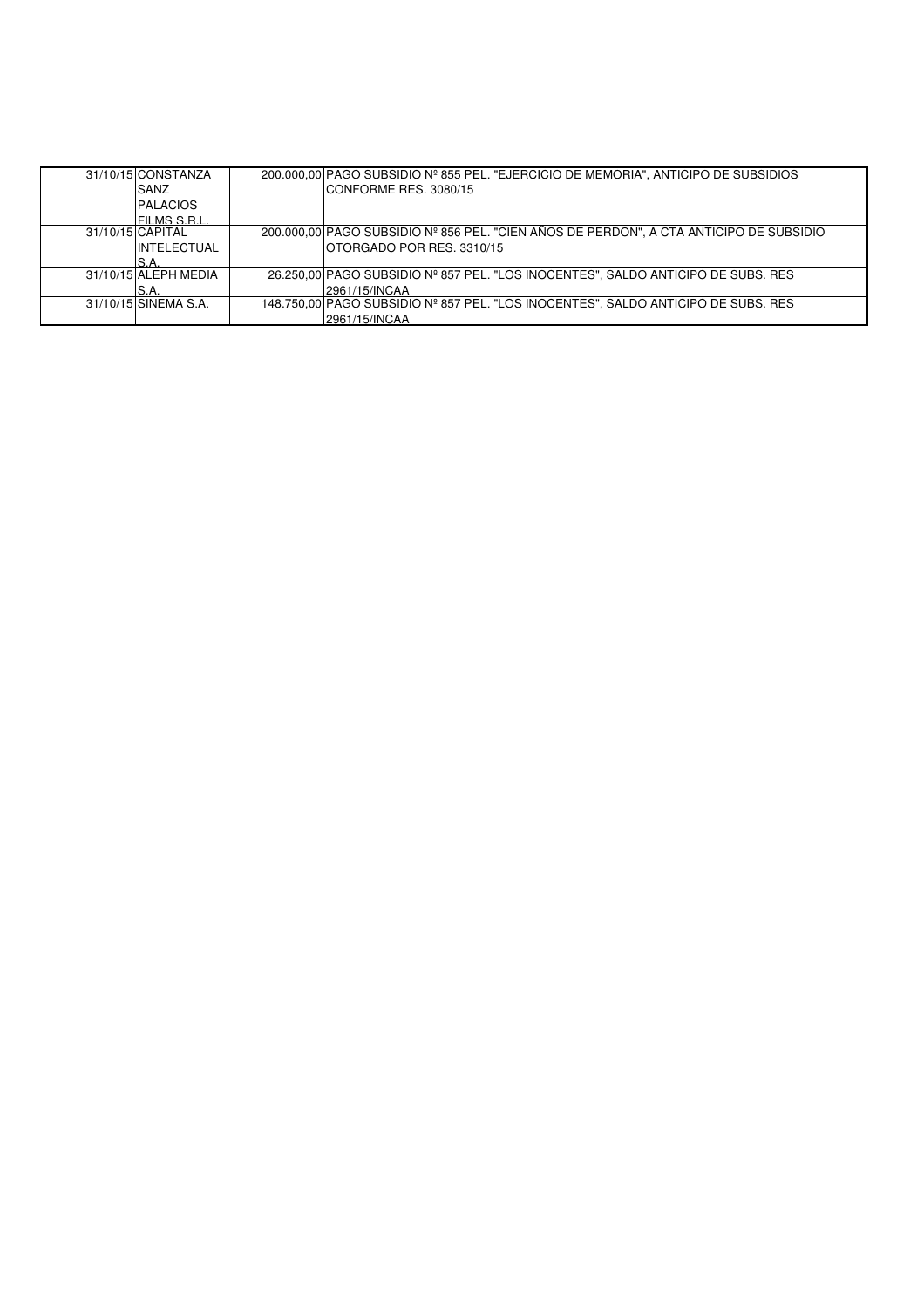| | | | |
|---|---|---|---|
| 31/10/15 | CONSTANZA SANZ PALACIOS FILMS S.R.L. | 200.000,00 | PAGO SUBSIDIO Nº 855 PEL. "EJERCICIO DE MEMORIA", ANTICIPO DE SUBSIDIOS CONFORME RES. 3080/15 |
| 31/10/15 | CAPITAL INTELECTUAL S.A. | 200.000,00 | PAGO SUBSIDIO Nº 856 PEL. "CIEN AÑOS DE PERDON", A CTA ANTICIPO DE SUBSIDIO OTORGADO POR RES. 3310/15 |
| 31/10/15 | ALEPH MEDIA S.A. | 26.250,00 | PAGO SUBSIDIO Nº 857 PEL. "LOS INOCENTES", SALDO ANTICIPO DE SUBS. RES 2961/15/INCAA |
| 31/10/15 | SINEMA S.A. | 148.750,00 | PAGO SUBSIDIO Nº 857 PEL. "LOS INOCENTES", SALDO ANTICIPO DE SUBS. RES 2961/15/INCAA |